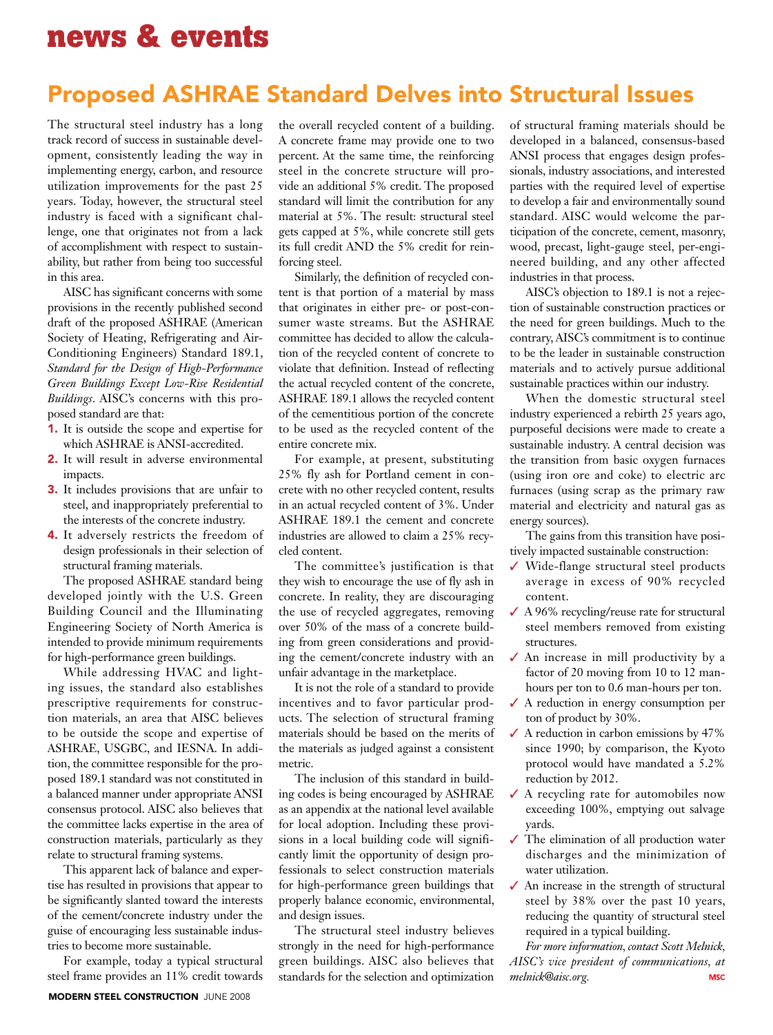# news & events

## Proposed ASHRAE Standard Delves into Structural Issues

The structural steel industry has a long track record of success in sustainable development, consistently leading the way in implementing energy, carbon, and resource utilization improvements for the past 25 years. Today, however, the structural steel industry is faced with a significant challenge, one that originates not from a lack of accomplishment with respect to sustainability, but rather from being too successful in this area.

AISC has significant concerns with some provisions in the recently published second draft of the proposed ASHRAE (American Society of Heating, Refrigerating and Air-Conditioning Engineers) Standard 189.1, *Standard for the Design of High-Performance Green Buildings Except Low-Rise Residential Buildings*. AISC's concerns with this proposed standard are that:

1. It is outside the scope and expertise for which ASHRAE is ANSI-accredited.
2. It will result in adverse environmental impacts.
3. It includes provisions that are unfair to steel, and inappropriately preferential to the interests of the concrete industry.
4. It adversely restricts the freedom of design professionals in their selection of structural framing materials.

The proposed ASHRAE standard being developed jointly with the U.S. Green Building Council and the Illuminating Engineering Society of North America is intended to provide minimum requirements for high-performance green buildings.

While addressing HVAC and lighting issues, the standard also establishes prescriptive requirements for construction materials, an area that AISC believes to be outside the scope and expertise of ASHRAE, USGBC, and IESNA. In addition, the committee responsible for the proposed 189.1 standard was not constituted in a balanced manner under appropriate ANSI consensus protocol. AISC also believes that the committee lacks expertise in the area of construction materials, particularly as they relate to structural framing systems.

This apparent lack of balance and expertise has resulted in provisions that appear to be significantly slanted toward the interests of the cement/concrete industry under the guise of encouraging less sustainable industries to become more sustainable.

For example, today a typical structural steel frame provides an 11% credit towards the overall recycled content of a building. A concrete frame may provide one to two percent. At the same time, the reinforcing steel in the concrete structure will provide an additional 5% credit. The proposed standard will limit the contribution for any material at 5%. The result: structural steel gets capped at 5%, while concrete still gets its full credit AND the 5% credit for reinforcing steel.

Similarly, the definition of recycled content is that portion of a material by mass that originates in either pre- or post-consumer waste streams. But the ASHRAE committee has decided to allow the calculation of the recycled content of concrete to violate that definition. Instead of reflecting the actual recycled content of the concrete, ASHRAE 189.1 allows the recycled content of the cementitious portion of the concrete to be used as the recycled content of the entire concrete mix.

For example, at present, substituting 25% fly ash for Portland cement in concrete with no other recycled content, results in an actual recycled content of 3%. Under ASHRAE 189.1 the cement and concrete industries are allowed to claim a 25% recycled content.

The committee's justification is that they wish to encourage the use of fly ash in concrete. In reality, they are discouraging the use of recycled aggregates, removing over 50% of the mass of a concrete building from green considerations and providing the cement/concrete industry with an unfair advantage in the marketplace.

It is not the role of a standard to provide incentives and to favor particular products. The selection of structural framing materials should be based on the merits of the materials as judged against a consistent metric.

The inclusion of this standard in building codes is being encouraged by ASHRAE as an appendix at the national level available for local adoption. Including these provisions in a local building code will significantly limit the opportunity of design professionals to select construction materials for high-performance green buildings that properly balance economic, environmental, and design issues.

The structural steel industry believes strongly in the need for high-performance green buildings. AISC also believes that standards for the selection and optimization of structural framing materials should be developed in a balanced, consensus-based ANSI process that engages design professionals, industry associations, and interested parties with the required level of expertise to develop a fair and environmentally sound standard. AISC would welcome the participation of the concrete, cement, masonry, wood, precast, light-gauge steel, per-engineered building, and any other affected industries in that process.

AISC's objection to 189.1 is not a rejection of sustainable construction practices or the need for green buildings. Much to the contrary, AISC's commitment is to continue to be the leader in sustainable construction materials and to actively pursue additional sustainable practices within our industry.

When the domestic structural steel industry experienced a rebirth 25 years ago, purposeful decisions were made to create a sustainable industry. A central decision was the transition from basic oxygen furnaces (using iron ore and coke) to electric arc furnaces (using scrap as the primary raw material and electricity and natural gas as energy sources).

The gains from this transition have positively impacted sustainable construction:

- ✓ Wide-flange structural steel products average in excess of 90% recycled content.
- ✓ A 96% recycling/reuse rate for structural steel members removed from existing structures.
- ✓ An increase in mill productivity by a factor of 20 moving from 10 to 12 man-hours per ton to 0.6 man-hours per ton.
- ✓ A reduction in energy consumption per ton of product by 30%.
- ✓ A reduction in carbon emissions by 47% since 1990; by comparison, the Kyoto protocol would have mandated a 5.2% reduction by 2012.
- ✓ A recycling rate for automobiles now exceeding 100%, emptying out salvage yards.
- ✓ The elimination of all production water discharges and the minimization of water utilization.
- ✓ An increase in the strength of structural steel by 38% over the past 10 years, reducing the quantity of structural steel required in a typical building.

*For more information, contact Scott Melnick, AISC's vice president of communications, at melnick@aisc.org.*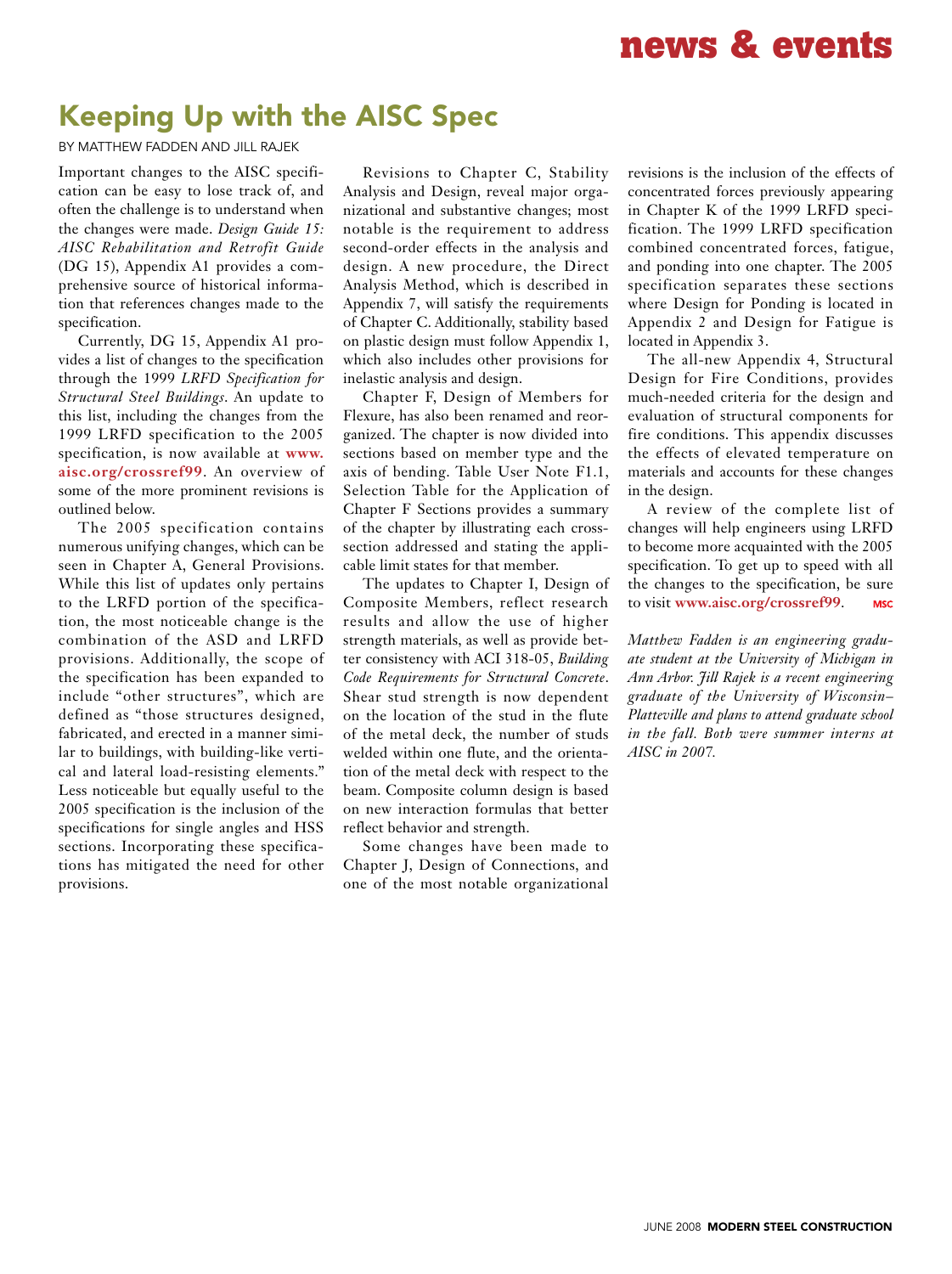## Keeping Up with the AISC Spec

BY MATTHEW FADDEN AND JILL RAJEK

Important changes to the AISC specification can be easy to lose track of, and often the challenge is to understand when the changes were made. *Design Guide 15: AISC Rehabilitation and Retrofit Guide* (DG 15), Appendix A1 provides a comprehensive source of historical information that references changes made to the specification.

Currently, DG 15, Appendix A1 provides a list of changes to the specification through the 1999 *LRFD Specification for Structural Steel Buildings*. An update to this list, including the changes from the 1999 LRFD specification to the 2005 specification, is now available at **www.aisc.org/crossref99**. An overview of some of the more prominent revisions is outlined below.

The 2005 specification contains numerous unifying changes, which can be seen in Chapter A, General Provisions. While this list of updates only pertains to the LRFD portion of the specification, the most noticeable change is the combination of the ASD and LRFD provisions. Additionally, the scope of the specification has been expanded to include "other structures", which are defined as "those structures designed, fabricated, and erected in a manner similar to buildings, with building-like vertical and lateral load-resisting elements." Less noticeable but equally useful to the 2005 specification is the inclusion of the specifications for single angles and HSS sections. Incorporating these specifications has mitigated the need for other provisions.

Revisions to Chapter C, Stability Analysis and Design, reveal major organizational and substantive changes; most notable is the requirement to address second-order effects in the analysis and design. A new procedure, the Direct Analysis Method, which is described in Appendix 7, will satisfy the requirements of Chapter C. Additionally, stability based on plastic design must follow Appendix 1, which also includes other provisions for inelastic analysis and design.

Chapter F, Design of Members for Flexure, has also been renamed and reorganized. The chapter is now divided into sections based on member type and the axis of bending. Table User Note F1.1, Selection Table for the Application of Chapter F Sections provides a summary of the chapter by illustrating each cross-section addressed and stating the applicable limit states for that member.

The updates to Chapter I, Design of Composite Members, reflect research results and allow the use of higher strength materials, as well as provide better consistency with ACI 318-05, *Building Code Requirements for Structural Concrete*. Shear stud strength is now dependent on the location of the stud in the flute of the metal deck, the number of studs welded within one flute, and the orientation of the metal deck with respect to the beam. Composite column design is based on new interaction formulas that better reflect behavior and strength.

Some changes have been made to Chapter J, Design of Connections, and one of the most notable organizational revisions is the inclusion of the effects of concentrated forces previously appearing in Chapter K of the 1999 LRFD specification. The 1999 LRFD specification combined concentrated forces, fatigue, and ponding into one chapter. The 2005 specification separates these sections where Design for Ponding is located in Appendix 2 and Design for Fatigue is located in Appendix 3.

The all-new Appendix 4, Structural Design for Fire Conditions, provides much-needed criteria for the design and evaluation of structural components for fire conditions. This appendix discusses the effects of elevated temperature on materials and accounts for these changes in the design.

A review of the complete list of changes will help engineers using LRFD to become more acquainted with the 2005 specification. To get up to speed with all the changes to the specification, be sure to visit **www.aisc.org/crossref99**. **MSC**

*Matthew Fadden is an engineering graduate student at the University of Michigan in Ann Arbor. Jill Rajek is a recent engineering graduate of the University of Wisconsin–Platteville and plans to attend graduate school in the fall. Both were summer interns at AISC in 2007.*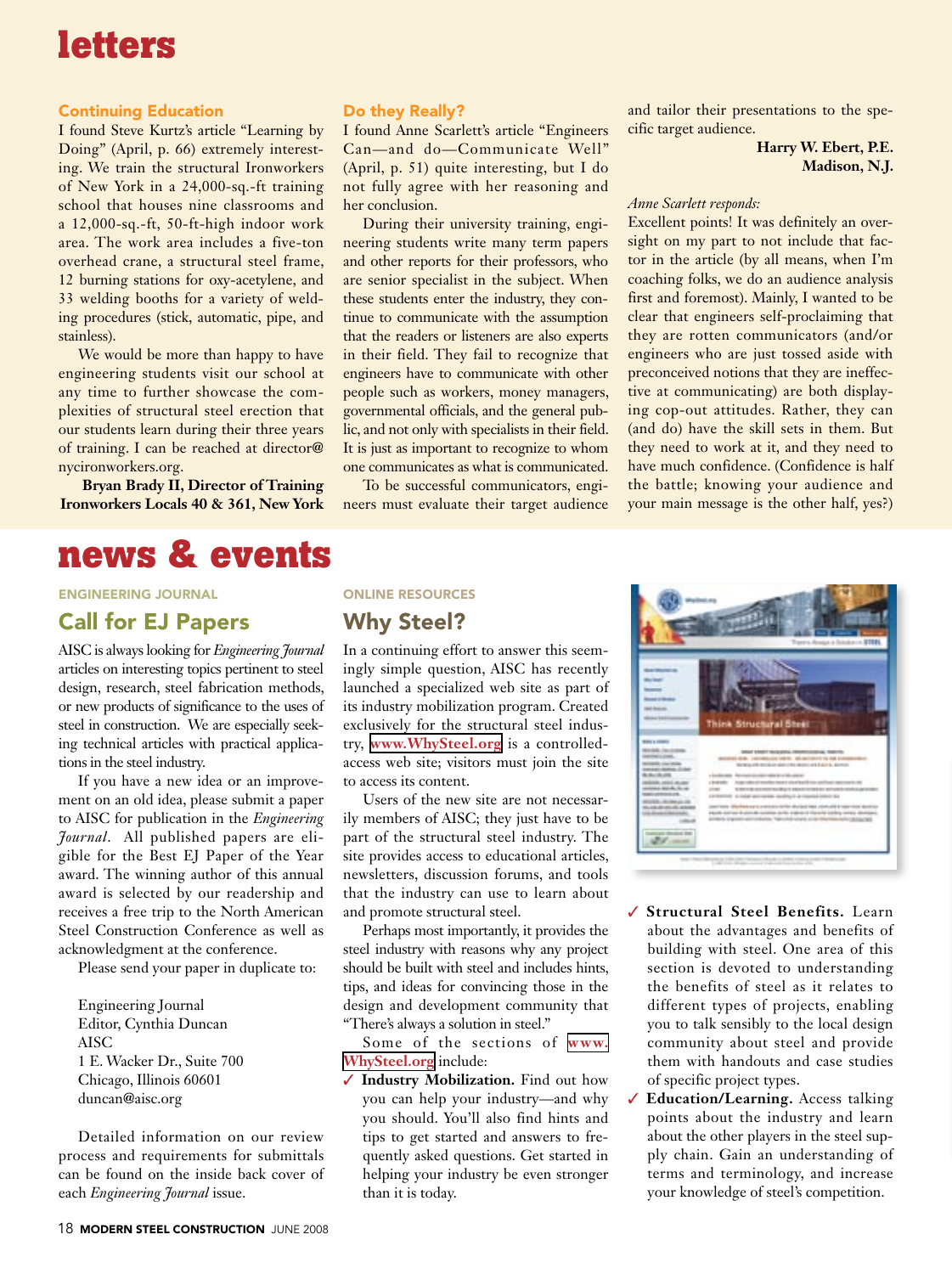# letters

### Continuing Education

I found Steve Kurtz's article "Learning by Doing" (April, p. 66) extremely interesting. We train the structural Ironworkers of New York in a 24,000-sq.-ft training school that houses nine classrooms and a 12,000-sq.-ft, 50-ft-high indoor work area. The work area includes a five-ton overhead crane, a structural steel frame, 12 burning stations for oxy-acetylene, and 33 welding booths for a variety of welding procedures (stick, automatic, pipe, and stainless).

We would be more than happy to have engineering students visit our school at any time to further showcase the complexities of structural steel erection that our students learn during their three years of training. I can be reached at director@nycironworkers.org.

**Bryan Brady II, Director of Training**
**Ironworkers Locals 40 & 361, New York**

### Do they Really?

I found Anne Scarlett's article "Engineers Can—and do—Communicate Well" (April, p. 51) quite interesting, but I do not fully agree with her reasoning and her conclusion.

During their university training, engineering students write many term papers and other reports for their professors, who are senior specialist in the subject. When these students enter the industry, they continue to communicate with the assumption that the readers or listeners are also experts in their field. They fail to recognize that engineers have to communicate with other people such as workers, money managers, governmental officials, and the general public, and not only with specialists in their field. It is just as important to recognize to whom one communicates as what is communicated.

To be successful communicators, engineers must evaluate their target audience and tailor their presentations to the specific target audience.

**Harry W. Ebert, P.E.**
**Madison, N.J.**

*Anne Scarlett responds:*

Excellent points! It was definitely an oversight on my part to not include that factor in the article (by all means, when I'm coaching folks, we do an audience analysis first and foremost). Mainly, I wanted to be clear that engineers self-proclaiming that they are rotten communicators (and/or engineers who are just tossed aside with preconceived notions that they are ineffective at communicating) are both displaying cop-out attitudes. Rather, they can (and do) have the skill sets in them. But they need to work at it, and they need to have much confidence. (Confidence is half the battle; knowing your audience and your main message is the other half, yes?)

# news & events

ENGINEERING JOURNAL

## Call for EJ Papers

AISC is always looking for *Engineering Journal* articles on interesting topics pertinent to steel design, research, steel fabrication methods, or new products of significance to the uses of steel in construction. We are especially seeking technical articles with practical applications in the steel industry.

If you have a new idea or an improvement on an old idea, please submit a paper to AISC for publication in the *Engineering Journal*. All published papers are eligible for the Best EJ Paper of the Year award. The winning author of this annual award is selected by our readership and receives a free trip to the North American Steel Construction Conference as well as acknowledgment at the conference.

Please send your paper in duplicate to:

Engineering Journal
Editor, Cynthia Duncan
AISC
1 E. Wacker Dr., Suite 700
Chicago, Illinois 60601
duncan@aisc.org

Detailed information on our review process and requirements for submittals can be found on the inside back cover of each *Engineering Journal* issue.

ONLINE RESOURCES

## Why Steel?

In a continuing effort to answer this seemingly simple question, AISC has recently launched a specialized web site as part of its industry mobilization program. Created exclusively for the structural steel industry, www.WhySteel.org is a controlled-access web site; visitors must join the site to access its content.

Users of the new site are not necessarily members of AISC; they just have to be part of the structural steel industry. The site provides access to educational articles, newsletters, discussion forums, and tools that the industry can use to learn about and promote structural steel.

Perhaps most importantly, it provides the steel industry with reasons why any project should be built with steel and includes hints, tips, and ideas for convincing those in the design and development community that "There's always a solution in steel."

Some of the sections of www.WhySteel.org include:

- ✓ **Industry Mobilization.** Find out how you can help your industry—and why you should. You'll also find hints and tips to get started and answers to frequently asked questions. Get started in helping your industry be even stronger than it is today.
- ✓ **Structural Steel Benefits.** Learn about the advantages and benefits of building with steel. One area of this section is devoted to understanding the benefits of steel as it relates to different types of projects, enabling you to talk sensibly to the local design community about steel and provide them with handouts and case studies of specific project types.
- ✓ **Education/Learning.** Access talking points about the industry and learn about the other players in the steel supply chain. Gain an understanding of terms and terminology, and increase your knowledge of steel's competition.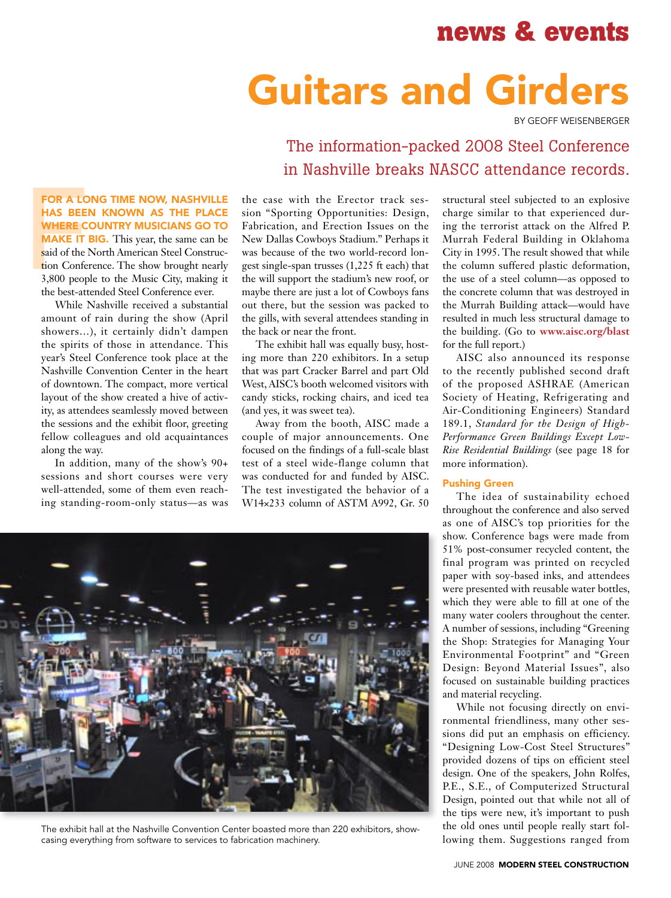# Guitars and Girders

BY GEOFF WEISENBERGER

## The information-packed 2008 Steel Conference in Nashville breaks NASCC attendance records.

**FOR A LONG TIME NOW, NASHVILLE HAS BEEN KNOWN AS THE PLACE WHERE COUNTRY MUSICIANS GO TO MAKE IT BIG.** This year, the same can be said of the North American Steel Construction Conference. The show brought nearly 3,800 people to the Music City, making it the best-attended Steel Conference ever.

While Nashville received a substantial amount of rain during the show (April showers...), it certainly didn't dampen the spirits of those in attendance. This year's Steel Conference took place at the Nashville Convention Center in the heart of downtown. The compact, more vertical layout of the show created a hive of activity, as attendees seamlessly moved between the sessions and the exhibit floor, greeting fellow colleagues and old acquaintances along the way.

In addition, many of the show's 90+ sessions and short courses were very well-attended, some of them even reaching standing-room-only status—as was the case with the Erector track session "Sporting Opportunities: Design, Fabrication, and Erection Issues on the New Dallas Cowboys Stadium." Perhaps it was because of the two world-record longest single-span trusses (1,225 ft each) that the will support the stadium's new roof, or maybe there are just a lot of Cowboys fans out there, but the session was packed to the gills, with several attendees standing in the back or near the front.

The exhibit hall was equally busy, hosting more than 220 exhibitors. In a setup that was part Cracker Barrel and part Old West, AISC's booth welcomed visitors with candy sticks, rocking chairs, and iced tea (and yes, it was sweet tea).

Away from the booth, AISC made a couple of major announcements. One focused on the findings of a full-scale blast test of a steel wide-flange column that was conducted for and funded by AISC. The test investigated the behavior of a W14×233 column of ASTM A992, Gr. 50 structural steel subjected to an explosive charge similar to that experienced during the terrorist attack on the Alfred P. Murrah Federal Building in Oklahoma City in 1995. The result showed that while the column suffered plastic deformation, the use of a steel column—as opposed to the concrete column that was destroyed in the Murrah Building attack—would have resulted in much less structural damage to the building. (Go to **www.aisc.org/blast** for the full report.)

AISC also announced its response to the recently published second draft of the proposed ASHRAE (American Society of Heating, Refrigerating and Air-Conditioning Engineers) Standard 189.1, *Standard for the Design of High-Performance Green Buildings Except Low-Rise Residential Buildings* (see page 18 for more information).

The exhibit hall at the Nashville Convention Center boasted more than 220 exhibitors, showcasing everything from software to services to fabrication machinery.

### Pushing Green

The idea of sustainability echoed throughout the conference and also served as one of AISC's top priorities for the show. Conference bags were made from 51% post-consumer recycled content, the final program was printed on recycled paper with soy-based inks, and attendees were presented with reusable water bottles, which they were able to fill at one of the many water coolers throughout the center. A number of sessions, including "Greening the Shop: Strategies for Managing Your Environmental Footprint" and "Green Design: Beyond Material Issues", also focused on sustainable building practices and material recycling.

While not focusing directly on environmental friendliness, many other sessions did put an emphasis on efficiency. "Designing Low-Cost Steel Structures" provided dozens of tips on efficient steel design. One of the speakers, John Rolfes, P.E., S.E., of Computerized Structural Design, pointed out that while not all of the tips were new, it's important to push the old ones until people really start following them. Suggestions ranged from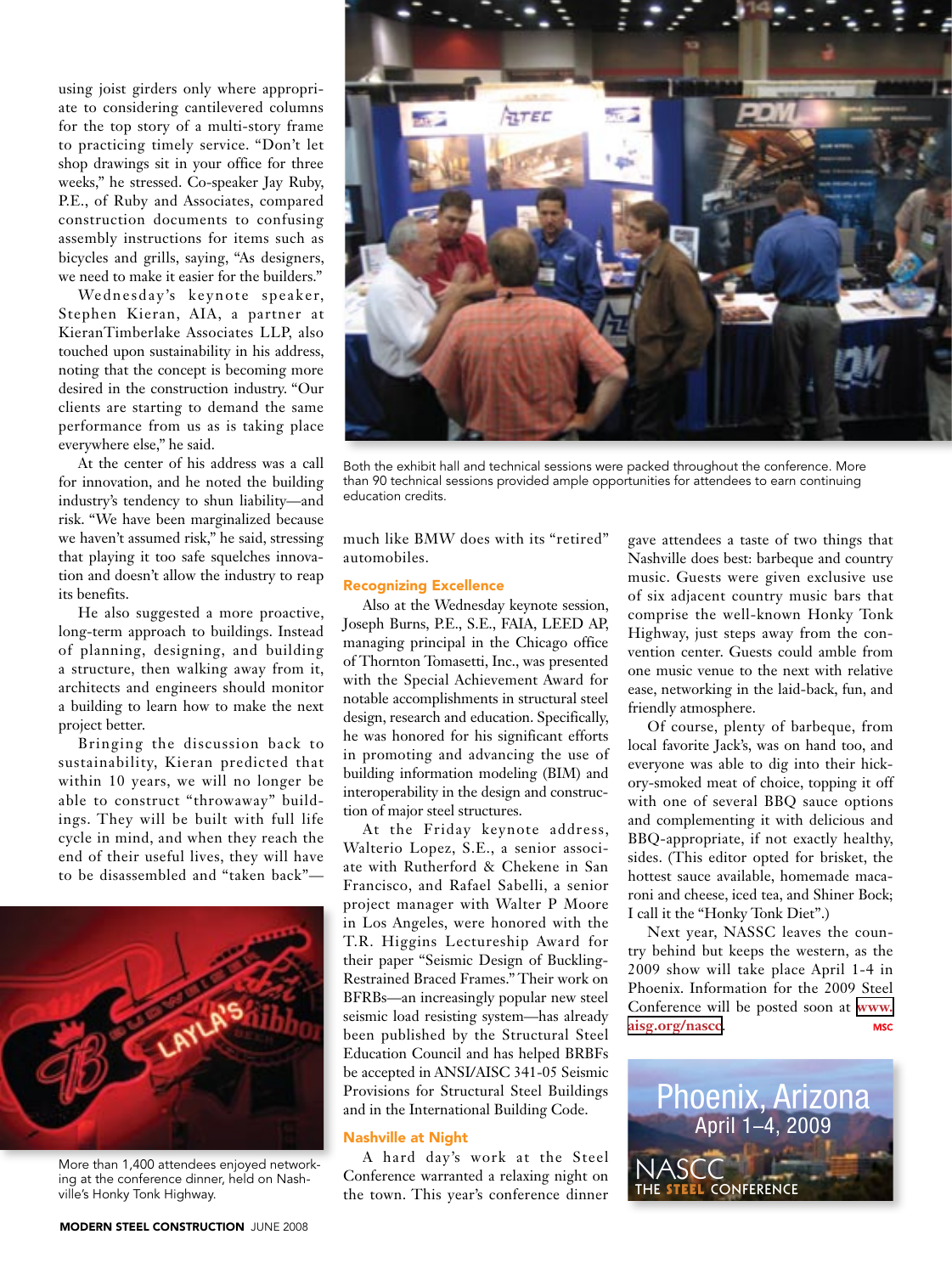using joist girders only where appropriate to considering cantilevered columns for the top story of a multi-story frame to practicing timely service. "Don't let shop drawings sit in your office for three weeks," he stressed. Co-speaker Jay Ruby, P.E., of Ruby and Associates, compared construction documents to confusing assembly instructions for items such as bicycles and grills, saying, "As designers, we need to make it easier for the builders."

Wednesday's keynote speaker, Stephen Kieran, AIA, a partner at KieranTimberlake Associates LLP, also touched upon sustainability in his address, noting that the concept is becoming more desired in the construction industry. "Our clients are starting to demand the same performance from us as is taking place everywhere else," he said.

At the center of his address was a call for innovation, and he noted the building industry's tendency to shun liability—and risk. "We have been marginalized because we haven't assumed risk," he said, stressing that playing it too safe squelches innovation and doesn't allow the industry to reap its benefits.

He also suggested a more proactive, long-term approach to buildings. Instead of planning, designing, and building a structure, then walking away from it, architects and engineers should monitor a building to learn how to make the next project better.

Bringing the discussion back to sustainability, Kieran predicted that within 10 years, we will no longer be able to construct "throwaway" buildings. They will be built with full life cycle in mind, and when they reach the end of their useful lives, they will have to be disassembled and "taken back"—much like BMW does with its "retired" automobiles.

Both the exhibit hall and technical sessions were packed throughout the conference. More than 90 technical sessions provided ample opportunities for attendees to earn continuing education credits.

More than 1,400 attendees enjoyed networking at the conference dinner, held on Nashville's Honky Tonk Highway.

## Recognizing Excellence

Also at the Wednesday keynote session, Joseph Burns, P.E., S.E., FAIA, LEED AP, managing principal in the Chicago office of Thornton Tomasetti, Inc., was presented with the Special Achievement Award for notable accomplishments in structural steel design, research and education. Specifically, he was honored for his significant efforts in promoting and advancing the use of building information modeling (BIM) and interoperability in the design and construction of major steel structures.

At the Friday keynote address, Walterio Lopez, S.E., a senior associate with Rutherford & Chekene in San Francisco, and Rafael Sabelli, a senior project manager with Walter P Moore in Los Angeles, were honored with the T.R. Higgins Lectureship Award for their paper "Seismic Design of Buckling-Restrained Braced Frames." Their work on BFRBs—an increasingly popular new steel seismic load resisting system—has already been published by the Structural Steel Education Council and has helped BRBFs be accepted in ANSI/AISC 341-05 Seismic Provisions for Structural Steel Buildings and in the International Building Code.

## Nashville at Night

A hard day's work at the Steel Conference warranted a relaxing night on the town. This year's conference dinner gave attendees a taste of two things that Nashville does best: barbeque and country music. Guests were given exclusive use of six adjacent country music bars that comprise the well-known Honky Tonk Highway, just steps away from the convention center. Guests could amble from one music venue to the next with relative ease, networking in the laid-back, fun, and friendly atmosphere.

Of course, plenty of barbeque, from local favorite Jack's, was on hand too, and everyone was able to dig into their hickory-smoked meat of choice, topping it off with one of several BBQ sauce options and complementing it with delicious and BBQ-appropriate, if not exactly healthy, sides. (This editor opted for brisket, the hottest sauce available, homemade macaroni and cheese, iced tea, and Shiner Bock; I call it the "Honky Tonk Diet".)

Next year, NASCC leaves the country behind but keeps the western, as the 2009 show will take place April 1-4 in Phoenix. Information for the 2009 Steel Conference will be posted soon at www.aisg.org/nascc. **MSC**

Phoenix, Arizona
April 1–4, 2009
NASCC
THE STEEL CONFERENCE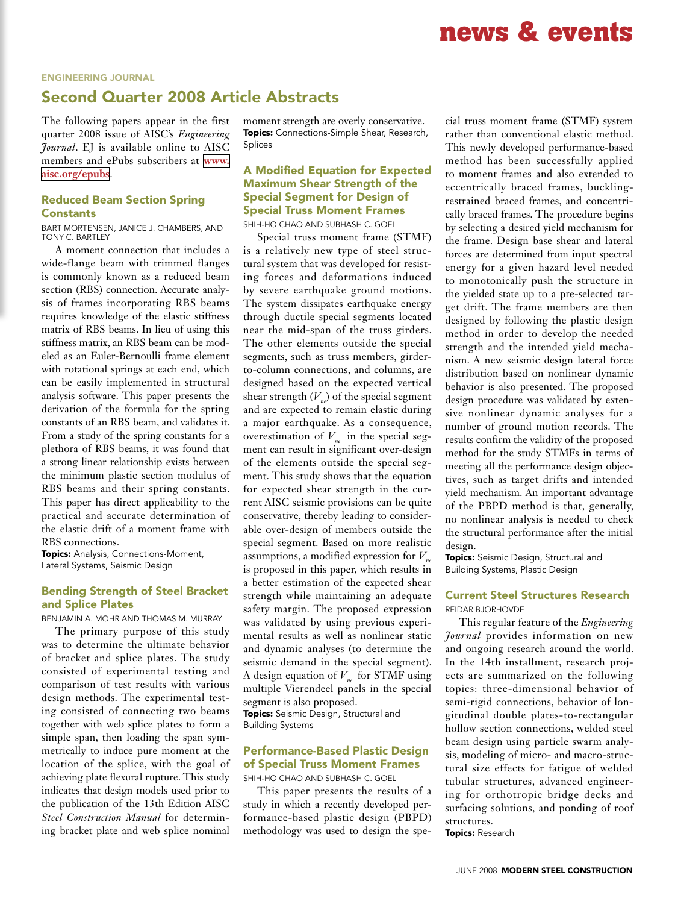# news & events

ENGINEERING JOURNAL

## Second Quarter 2008 Article Abstracts

The following papers appear in the first quarter 2008 issue of AISC's *Engineering Journal*. EJ is available online to AISC members and ePubs subscribers at **www.aisc.org/epubs**.

### Reduced Beam Section Spring Constants

BART MORTENSEN, JANICE J. CHAMBERS, AND TONY C. BARTLEY

A moment connection that includes a wide-flange beam with trimmed flanges is commonly known as a reduced beam section (RBS) connection. Accurate analysis of frames incorporating RBS beams requires knowledge of the elastic stiffness matrix of RBS beams. In lieu of using this stiffness matrix, an RBS beam can be modeled as an Euler-Bernoulli frame element with rotational springs at each end, which can be easily implemented in structural analysis software. This paper presents the derivation of the formula for the spring constants of an RBS beam, and validates it. From a study of the spring constants for a plethora of RBS beams, it was found that a strong linear relationship exists between the minimum plastic section modulus of RBS beams and their spring constants. This paper has direct applicability to the practical and accurate determination of the elastic drift of a moment frame with RBS connections.

**Topics:** Analysis, Connections-Moment, Lateral Systems, Seismic Design

### Bending Strength of Steel Bracket and Splice Plates

BENJAMIN A. MOHR AND THOMAS M. MURRAY

The primary purpose of this study was to determine the ultimate behavior of bracket and splice plates. The study consisted of experimental testing and comparison of test results with various design methods. The experimental testing consisted of connecting two beams together with web splice plates to form a simple span, then loading the span symmetrically to induce pure moment at the location of the splice, with the goal of achieving plate flexural rupture. This study indicates that design models used prior to the publication of the 13th Edition AISC *Steel Construction Manual* for determining bracket plate and web splice nominal moment strength are overly conservative.

**Topics:** Connections-Simple Shear, Research, Splices

### A Modified Equation for Expected Maximum Shear Strength of the Special Segment for Design of Special Truss Moment Frames

SHIH-HO CHAO AND SUBHASH C. GOEL

Special truss moment frame (STMF) is a relatively new type of steel structural system that was developed for resisting forces and deformations induced by severe earthquake ground motions. The system dissipates earthquake energy through ductile special segments located near the mid-span of the truss girders. The other elements outside the special segments, such as truss members, girder-to-column connections, and columns, are designed based on the expected vertical shear strength ($V_{ne}$) of the special segment and are expected to remain elastic during a major earthquake. As a consequence, overestimation of $V_{ne}$ in the special segment can result in significant over-design of the elements outside the special segment. This study shows that the equation for expected shear strength in the current AISC seismic provisions can be quite conservative, thereby leading to considerable over-design of members outside the special segment. Based on more realistic assumptions, a modified expression for $V_{ne}$ is proposed in this paper, which results in a better estimation of the expected shear strength while maintaining an adequate safety margin. The proposed expression was validated by using previous experimental results as well as nonlinear static and dynamic analyses (to determine the seismic demand in the special segment). A design equation of $V_{ne}$ for STMF using multiple Vierendeel panels in the special segment is also proposed.

**Topics:** Seismic Design, Structural and Building Systems

### Performance-Based Plastic Design of Special Truss Moment Frames

SHIH-HO CHAO AND SUBHASH C. GOEL

This paper presents the results of a study in which a recently developed performance-based plastic design (PBPD) methodology was used to design the special truss moment frame (STMF) system rather than conventional elastic method. This newly developed performance-based method has been successfully applied to moment frames and also extended to eccentrically braced frames, buckling-restrained braced frames, and concentrically braced frames. The procedure begins by selecting a desired yield mechanism for the frame. Design base shear and lateral forces are determined from input spectral energy for a given hazard level needed to monotonically push the structure in the yielded state up to a pre-selected target drift. The frame members are then designed by following the plastic design method in order to develop the needed strength and the intended yield mechanism. A new seismic design lateral force distribution based on nonlinear dynamic behavior is also presented. The proposed design procedure was validated by extensive nonlinear dynamic analyses for a number of ground motion records. The results confirm the validity of the proposed method for the study STMFs in terms of meeting all the performance design objectives, such as target drifts and intended yield mechanism. An important advantage of the PBPD method is that, generally, no nonlinear analysis is needed to check the structural performance after the initial design.

**Topics:** Seismic Design, Structural and Building Systems, Plastic Design

### Current Steel Structures Research

REIDAR BJORHOVDE

This regular feature of the *Engineering Journal* provides information on new and ongoing research around the world. In the 14th installment, research projects are summarized on the following topics: three-dimensional behavior of semi-rigid connections, behavior of longitudinal double plates-to-rectangular hollow section connections, welded steel beam design using particle swarm analysis, modeling of micro- and macro-structural size effects for fatigue of welded tubular structures, advanced engineering for orthotropic bridge decks and surfacing solutions, and ponding of roof structures.

**Topics:** Research